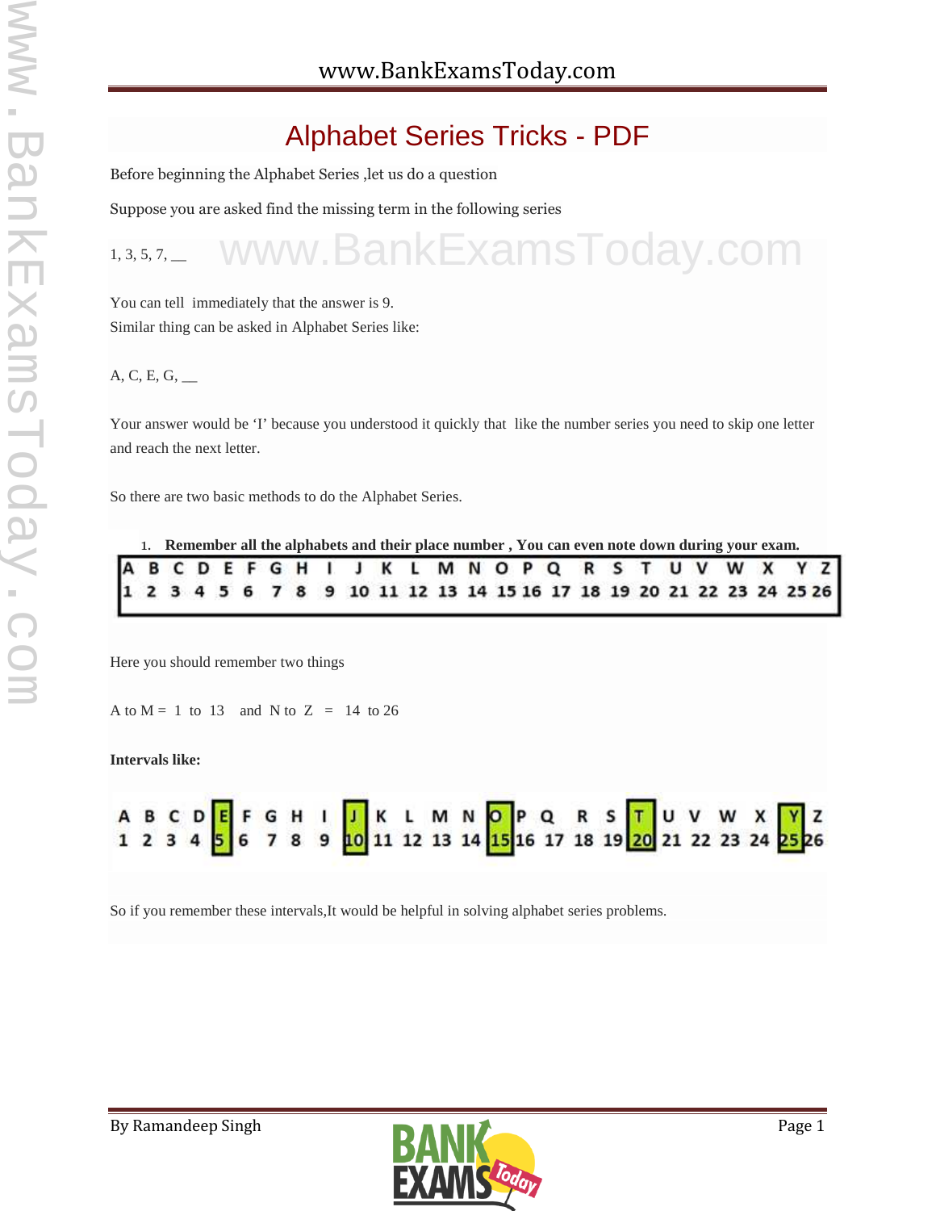# Alphabet Series Tricks - PDF

Before beginning the Alphabet Series ,let us do a question

Suppose you are asked find the missing term in the following series

1, 3, 5, 7, __

You can tell immediately that the answer is 9.
Similar thing can be asked in Alphabet Series like:

A, C, E, G, __

Your answer would be 'I' because you understood it quickly that like the number series you need to skip one letter and reach the next letter.

So there are two basic methods to do the Alphabet Series.

1. **Remember all the alphabets and their place number , You can even note down during your exam.**

| A | B | C | D | E | F | G | H | I | J | K | L | M | N | O | P | Q | R | S | T | U | V | W | X | Y | Z |
|---|---|---|---|---|---|---|---|---|---|---|---|---|---|---|---|---|---|---|---|---|---|---|---|---|---|
| 1 | 2 | 3 | 4 | 5 | 6 | 7 | 8 | 9 | 10 | 11 | 12 | 13 | 14 | 15 | 16 | 17 | 18 | 19 | 20 | 21 | 22 | 23 | 24 | 25 | 26 |

Here you should remember two things

A to M = 1 to 13 and N to Z = 14 to 26

**Intervals like:**

| A | B | C | D | **E** | F | G | H | I | **J** | K | L | M | N | **O** | P | Q | R | S | **T** | U | V | W | X | **Y** | Z |
|---|---|---|---|---|---|---|---|---|---|---|---|---|---|---|---|---|---|---|---|---|---|---|---|---|---|
| 1 | 2 | 3 | 4 | **5** | 6 | 7 | 8 | 9 | **10** | 11 | 12 | 13 | 14 | **15** | 16 | 17 | 18 | 19 | **20** | 21 | 22 | 23 | 24 | **25** | 26 |

So if you remember these intervals,It would be helpful in solving alphabet series problems.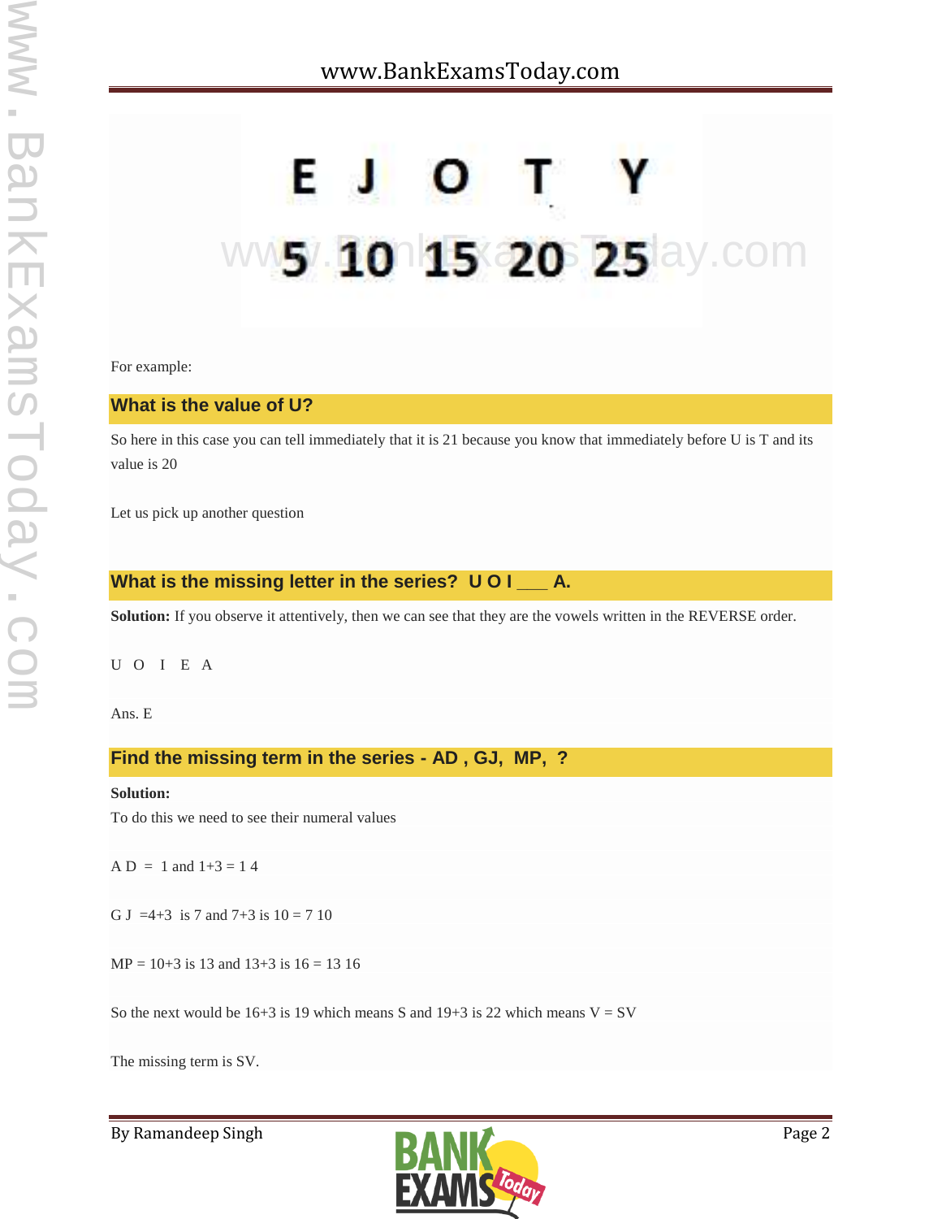| E | J | O | T | Y |
|---|---|---|---|---|
| 5 | 10 | 15 | 20 | 25 |

For example:

### What is the value of U?

So here in this case you can tell immediately that it is 21 because you know that immediately before U is T and its value is 20

Let us pick up another question

### What is the missing letter in the series? U O I ___ A.

**Solution:** If you observe it attentively, then we can see that they are the vowels written in the REVERSE order.

U O I E A

Ans. E

### Find the missing term in the series - AD , GJ, MP, ?

**Solution:**
To do this we need to see their numeral values

A D = 1 and 1+3 = 1 4

G J =4+3 is 7 and 7+3 is 10 = 7 10

MP = 10+3 is 13 and 13+3 is 16 = 13 16

So the next would be 16+3 is 19 which means S and 19+3 is 22 which means V = SV

The missing term is SV.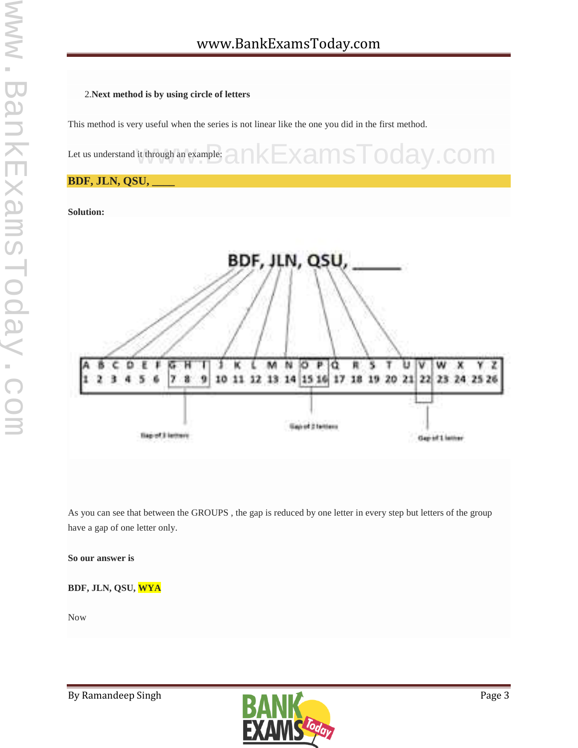2.**Next method is by using circle of letters**

This method is very useful when the series is not linear like the one you did in the first method.

Let us understand it through an example:

**BDF, JLN, QSU, ____**

**Solution:**

BDF, JLN, QSU, ______

| A | B | C | D | E | F | G | H | I | J | K | L | M | N | O | P | Q | R | S | T | U | V | W | X | Y | Z |
|---|---|---|---|---|---|---|---|---|---|---|---|---|---|---|---|---|---|---|---|---|---|---|---|---|---|
| 1 | 2 | 3 | 4 | 5 | 6 | 7 | 8 | 9 | 10 | 11 | 12 | 13 | 14 | 15 | 16 | 17 | 18 | 19 | 20 | 21 | 22 | 23 | 24 | 25 | 26 |

Gap of 3 letters &nbsp;&nbsp;&nbsp; Gap of 2 letters &nbsp;&nbsp;&nbsp; Gap of 1 letter

As you can see that between the GROUPS , the gap is reduced by one letter in every step but letters of the group have a gap of one letter only.

**So our answer is**

**BDF, JLN, QSU, WYA**

Now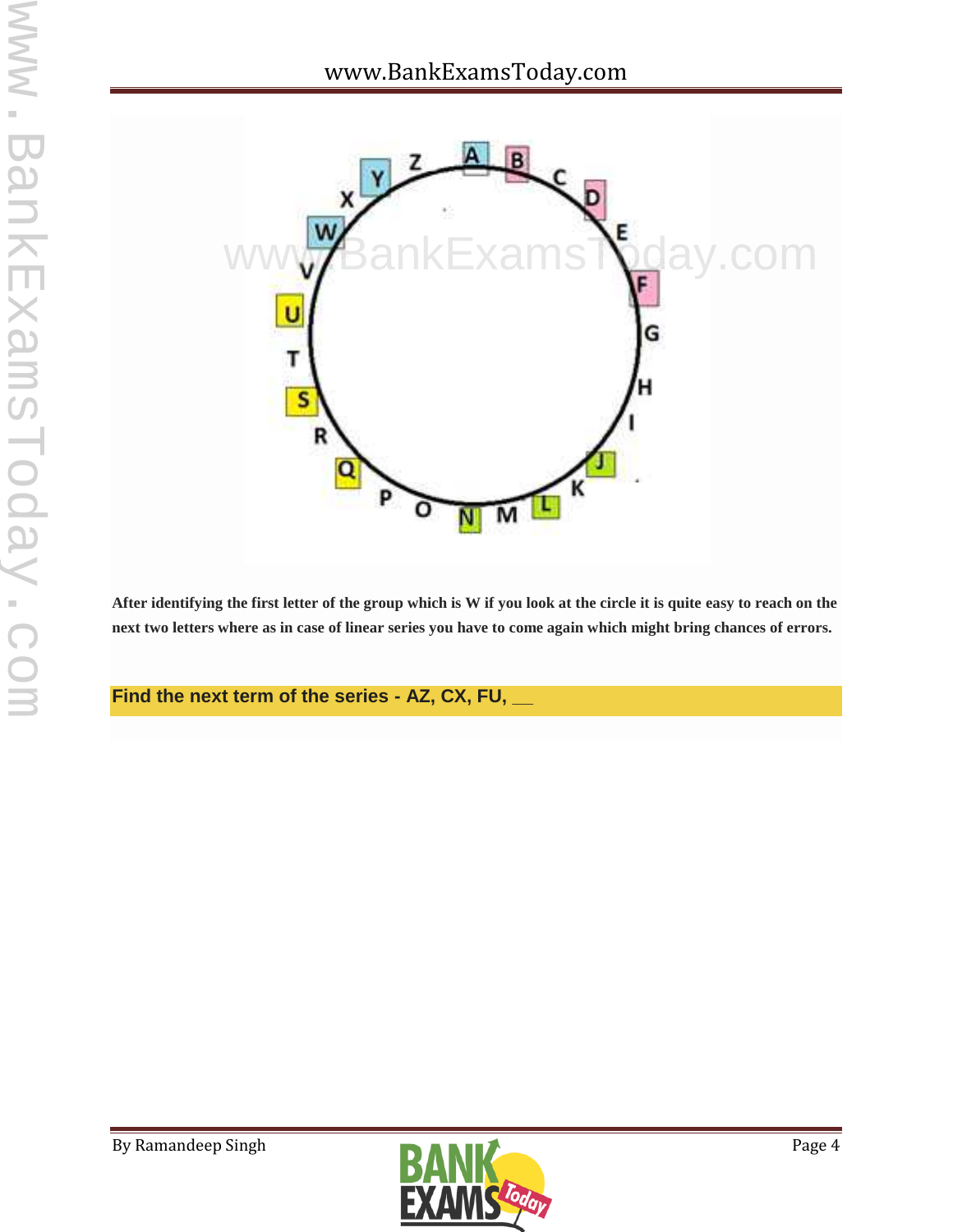**After identifying the first letter of the group which is W if you look at the circle it is quite easy to reach on the next two letters where as in case of linear series you have to come again which might bring chances of errors.**

**Find the next term of the series - AZ, CX, FU, __**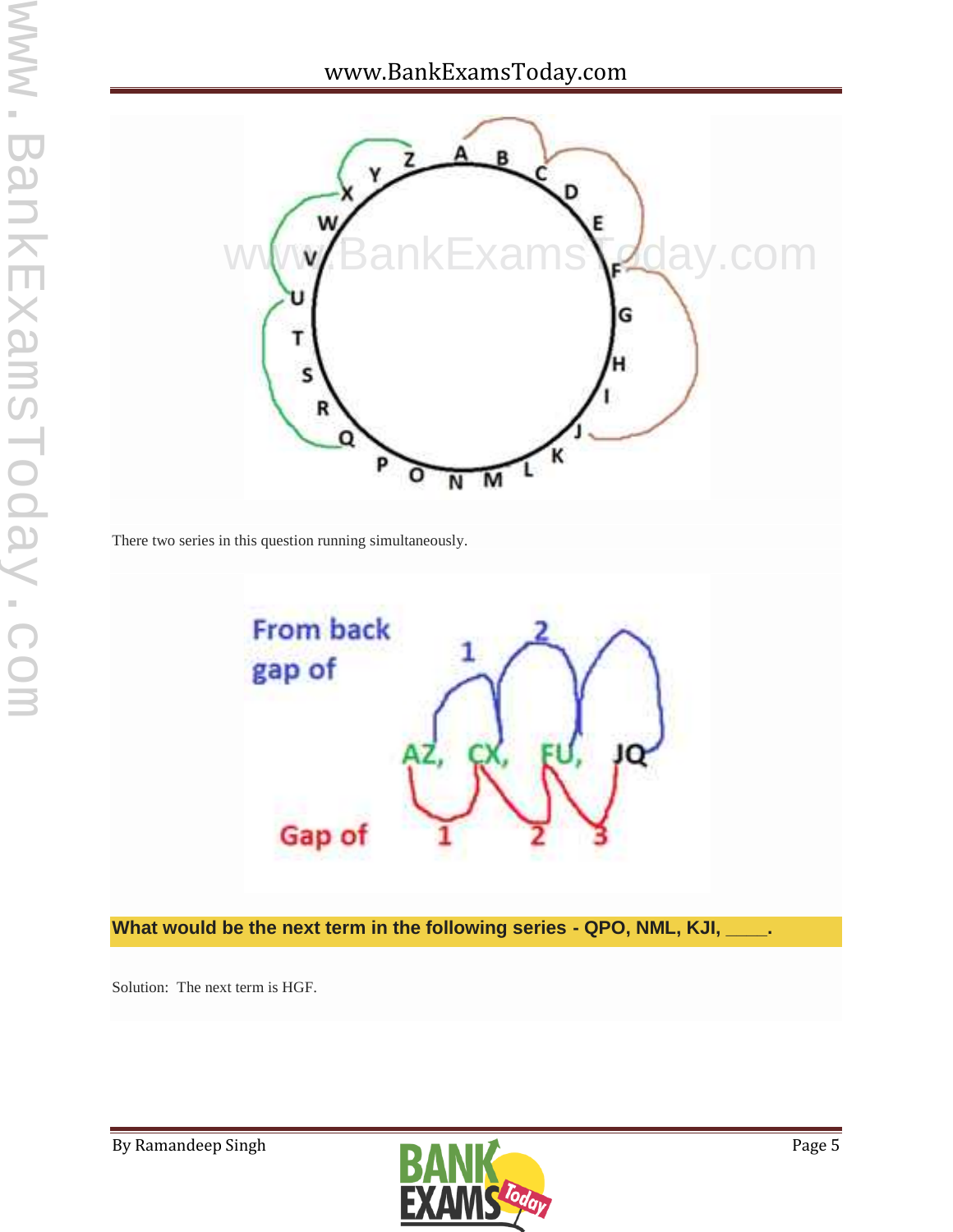There two series in this question running simultaneously.

**What would be the next term in the following series - QPO, NML, KJI, ____.**

Solution: The next term is HGF.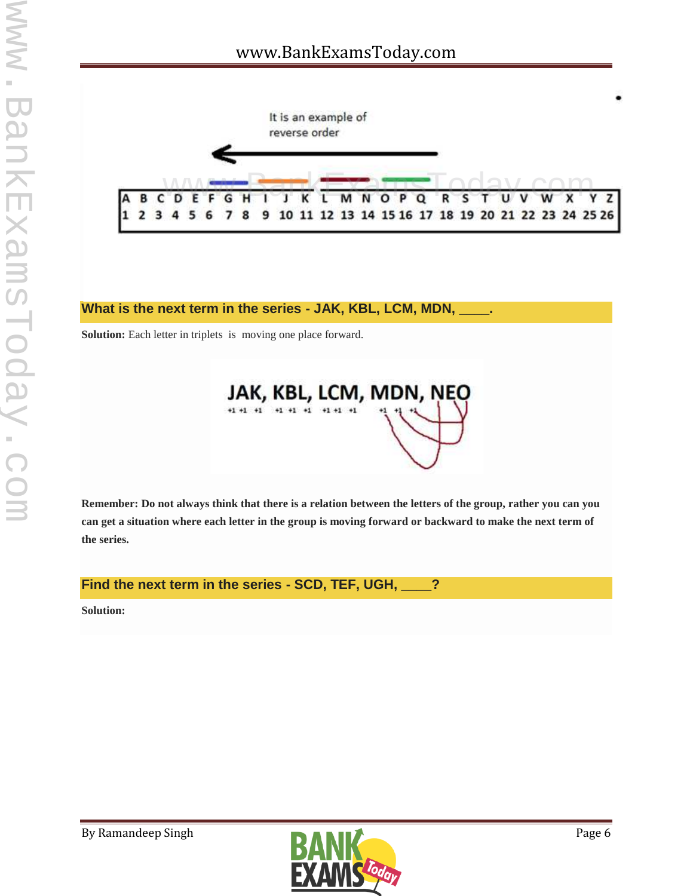It is an example of reverse order

| A | B | C | D | E | F | G | H | I | J | K | L | M | N | O | P | Q | R | S | T | U | V | W | X | Y | Z |
|---|---|---|---|---|---|---|---|---|---|---|---|---|---|---|---|---|---|---|---|---|---|---|---|---|---|
| 1 | 2 | 3 | 4 | 5 | 6 | 7 | 8 | 9 | 10 | 11 | 12 | 13 | 14 | 15 | 16 | 17 | 18 | 19 | 20 | 21 | 22 | 23 | 24 | 25 | 26 |

### What is the next term in the series - JAK, KBL, LCM, MDN, ____.

**Solution:** Each letter in triplets is moving one place forward.

JAK, KBL, LCM, MDN, NEO

+1 +1 +1 &nbsp; +1 +1 +1 &nbsp; +1 +1 +1 &nbsp; +1 +1 +1

**Remember: Do not always think that there is a relation between the letters of the group, rather you can you can get a situation where each letter in the group is moving forward or backward to make the next term of the series.**

### Find the next term in the series - SCD, TEF, UGH, ____?

**Solution:**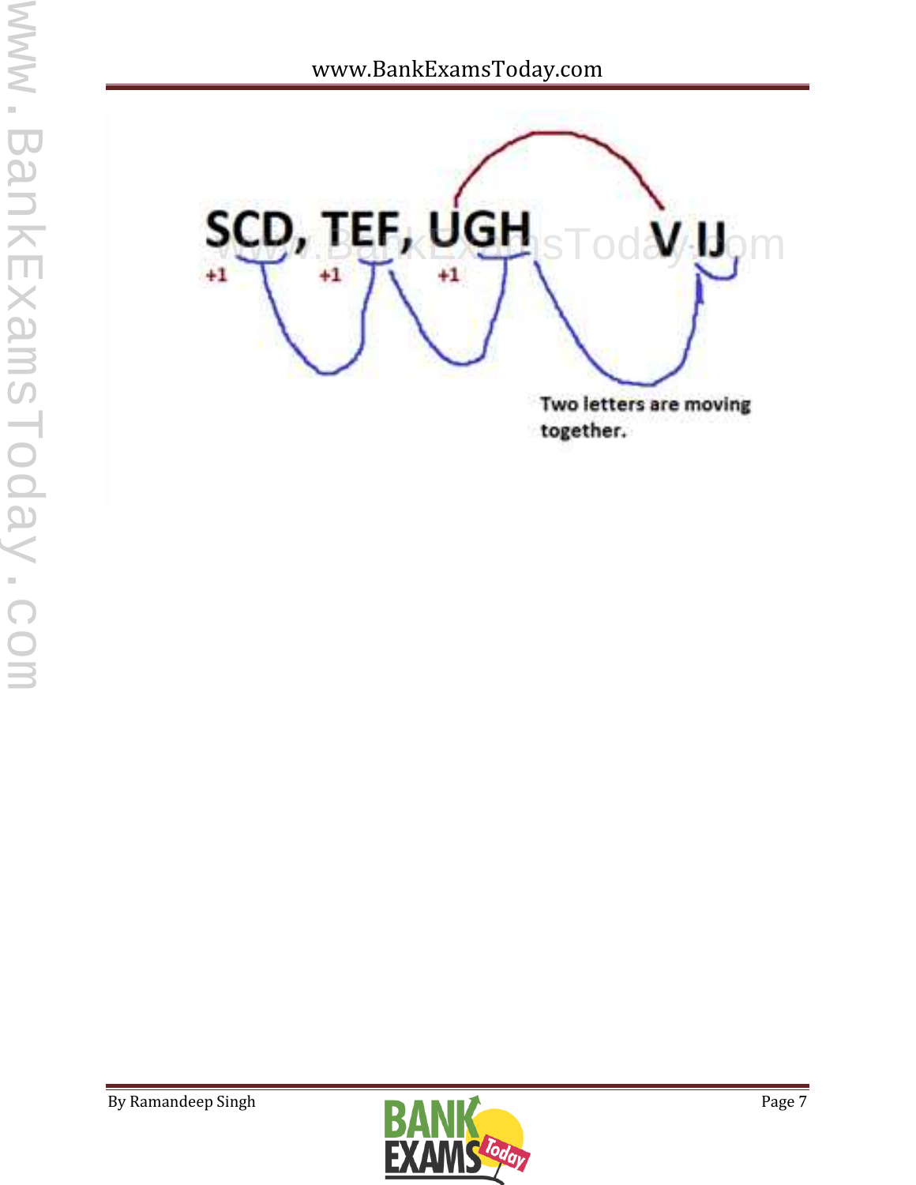SCD, TEF, UGH, V IJ

+1 +1 +1

Two letters are moving together.